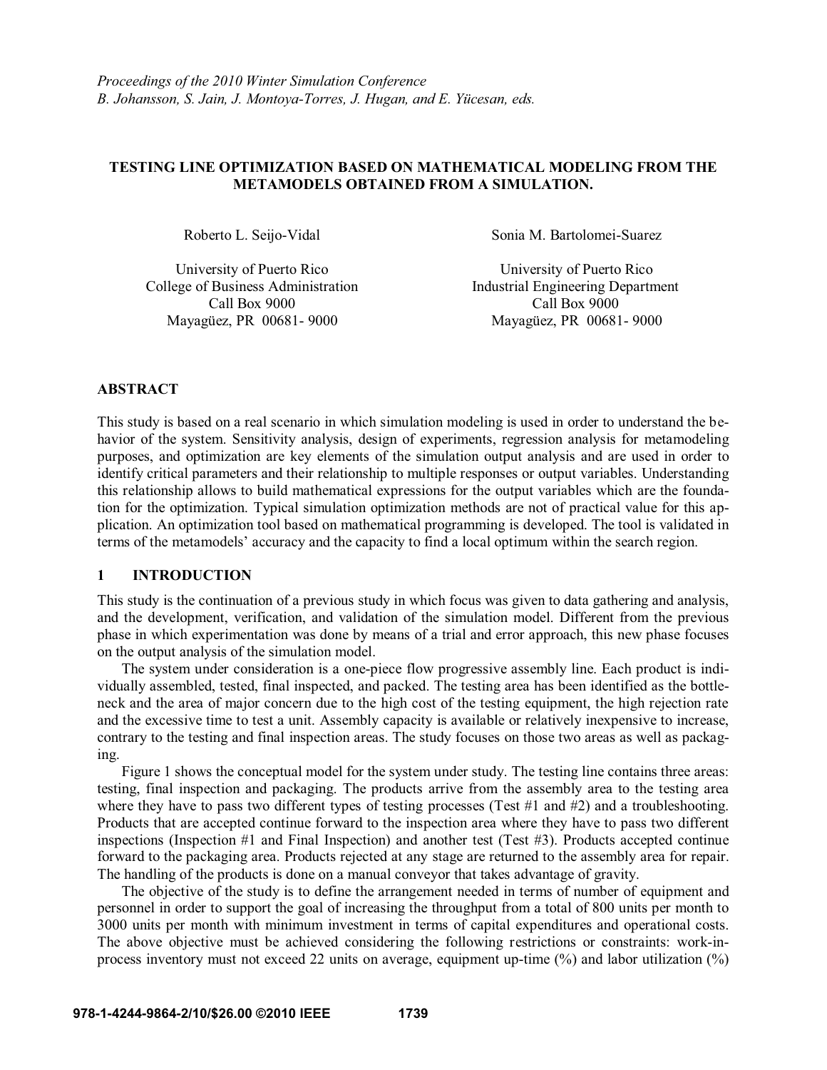*Proceedings of the 2010 Winter Simulation Conference*
*B. Johansson, S. Jain, J. Montoya-Torres, J. Hugan, and E. Yücesan, eds.*

# TESTING LINE OPTIMIZATION BASED ON MATHEMATICAL MODELING FROM THE METAMODELS OBTAINED FROM A SIMULATION.

Roberto L. Seijo-Vidal

University of Puerto Rico
College of Business Administration
Call Box 9000
Mayagüez, PR 00681- 9000

Sonia M. Bartolomei-Suarez

University of Puerto Rico
Industrial Engineering Department
Call Box 9000
Mayagüez, PR 00681- 9000

## ABSTRACT

This study is based on a real scenario in which simulation modeling is used in order to understand the behavior of the system. Sensitivity analysis, design of experiments, regression analysis for metamodeling purposes, and optimization are key elements of the simulation output analysis and are used in order to identify critical parameters and their relationship to multiple responses or output variables. Understanding this relationship allows to build mathematical expressions for the output variables which are the foundation for the optimization. Typical simulation optimization methods are not of practical value for this application. An optimization tool based on mathematical programming is developed. The tool is validated in terms of the metamodels' accuracy and the capacity to find a local optimum within the search region.

## 1 INTRODUCTION

This study is the continuation of a previous study in which focus was given to data gathering and analysis, and the development, verification, and validation of the simulation model. Different from the previous phase in which experimentation was done by means of a trial and error approach, this new phase focuses on the output analysis of the simulation model.

The system under consideration is a one-piece flow progressive assembly line. Each product is individually assembled, tested, final inspected, and packed. The testing area has been identified as the bottleneck and the area of major concern due to the high cost of the testing equipment, the high rejection rate and the excessive time to test a unit. Assembly capacity is available or relatively inexpensive to increase, contrary to the testing and final inspection areas. The study focuses on those two areas as well as packaging.

Figure 1 shows the conceptual model for the system under study. The testing line contains three areas: testing, final inspection and packaging. The products arrive from the assembly area to the testing area where they have to pass two different types of testing processes (Test #1 and #2) and a troubleshooting. Products that are accepted continue forward to the inspection area where they have to pass two different inspections (Inspection #1 and Final Inspection) and another test (Test #3). Products accepted continue forward to the packaging area. Products rejected at any stage are returned to the assembly area for repair. The handling of the products is done on a manual conveyor that takes advantage of gravity.

The objective of the study is to define the arrangement needed in terms of number of equipment and personnel in order to support the goal of increasing the throughput from a total of 800 units per month to 3000 units per month with minimum investment in terms of capital expenditures and operational costs. The above objective must be achieved considering the following restrictions or constraints: work-in-process inventory must not exceed 22 units on average, equipment up-time (%) and labor utilization (%)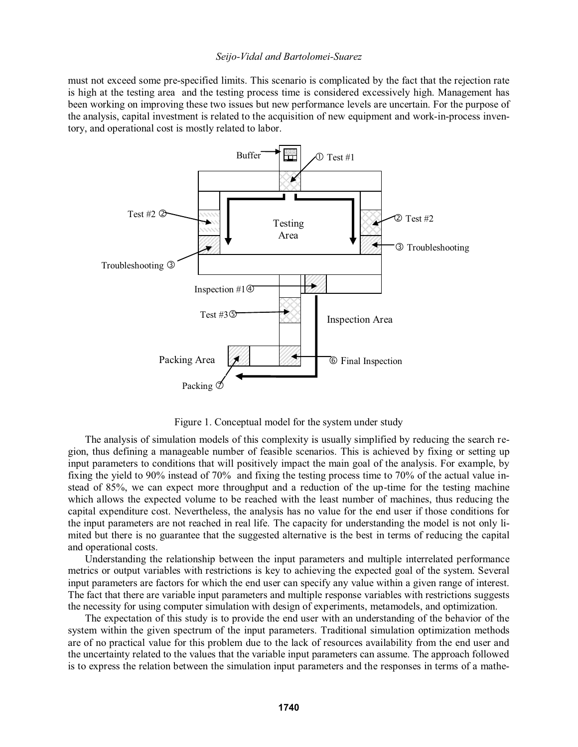must not exceed some pre-specified limits. This scenario is complicated by the fact that the rejection rate is high at the testing area and the testing process time is considered excessively high. Management has been working on improving these two issues but new performance levels are uncertain. For the purpose of the analysis, capital investment is related to the acquisition of new equipment and work-in-process inventory, and operational cost is mostly related to labor.

Buffer
① Test #1
Test #2 ②
Testing Area
② Test #2
③ Troubleshooting
Troubleshooting ③
Inspection #1④
Test #3⑤
Inspection Area
Packing Area
⑥ Final Inspection
Packing ⑦

Figure 1. Conceptual model for the system under study

The analysis of simulation models of this complexity is usually simplified by reducing the search region, thus defining a manageable number of feasible scenarios. This is achieved by fixing or setting up input parameters to conditions that will positively impact the main goal of the analysis. For example, by fixing the yield to 90% instead of 70% and fixing the testing process time to 70% of the actual value instead of 85%, we can expect more throughput and a reduction of the up-time for the testing machine which allows the expected volume to be reached with the least number of machines, thus reducing the capital expenditure cost. Nevertheless, the analysis has no value for the end user if those conditions for the input parameters are not reached in real life. The capacity for understanding the model is not only limited but there is no guarantee that the suggested alternative is the best in terms of reducing the capital and operational costs.

Understanding the relationship between the input parameters and multiple interrelated performance metrics or output variables with restrictions is key to achieving the expected goal of the system. Several input parameters are factors for which the end user can specify any value within a given range of interest. The fact that there are variable input parameters and multiple response variables with restrictions suggests the necessity for using computer simulation with design of experiments, metamodels, and optimization.

The expectation of this study is to provide the end user with an understanding of the behavior of the system within the given spectrum of the input parameters. Traditional simulation optimization methods are of no practical value for this problem due to the lack of resources availability from the end user and the uncertainty related to the values that the variable input parameters can assume. The approach followed is to express the relation between the simulation input parameters and the responses in terms of a mathe-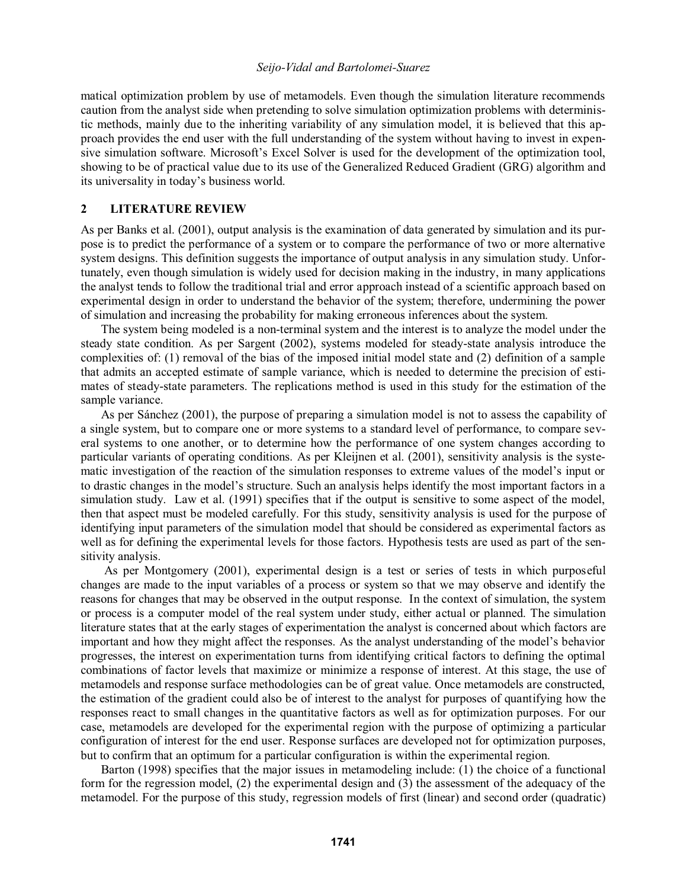matical optimization problem by use of metamodels. Even though the simulation literature recommends caution from the analyst side when pretending to solve simulation optimization problems with deterministic methods, mainly due to the inheriting variability of any simulation model, it is believed that this approach provides the end user with the full understanding of the system without having to invest in expensive simulation software. Microsoft's Excel Solver is used for the development of the optimization tool, showing to be of practical value due to its use of the Generalized Reduced Gradient (GRG) algorithm and its universality in today's business world.

## 2 LITERATURE REVIEW

As per Banks et al. (2001), output analysis is the examination of data generated by simulation and its purpose is to predict the performance of a system or to compare the performance of two or more alternative system designs. This definition suggests the importance of output analysis in any simulation study. Unfortunately, even though simulation is widely used for decision making in the industry, in many applications the analyst tends to follow the traditional trial and error approach instead of a scientific approach based on experimental design in order to understand the behavior of the system; therefore, undermining the power of simulation and increasing the probability for making erroneous inferences about the system.

The system being modeled is a non-terminal system and the interest is to analyze the model under the steady state condition. As per Sargent (2002), systems modeled for steady-state analysis introduce the complexities of: (1) removal of the bias of the imposed initial model state and (2) definition of a sample that admits an accepted estimate of sample variance, which is needed to determine the precision of estimates of steady-state parameters. The replications method is used in this study for the estimation of the sample variance.

As per Sánchez (2001), the purpose of preparing a simulation model is not to assess the capability of a single system, but to compare one or more systems to a standard level of performance, to compare several systems to one another, or to determine how the performance of one system changes according to particular variants of operating conditions. As per Kleijnen et al. (2001), sensitivity analysis is the systematic investigation of the reaction of the simulation responses to extreme values of the model's input or to drastic changes in the model's structure. Such an analysis helps identify the most important factors in a simulation study. Law et al. (1991) specifies that if the output is sensitive to some aspect of the model, then that aspect must be modeled carefully. For this study, sensitivity analysis is used for the purpose of identifying input parameters of the simulation model that should be considered as experimental factors as well as for defining the experimental levels for those factors. Hypothesis tests are used as part of the sensitivity analysis.

As per Montgomery (2001), experimental design is a test or series of tests in which purposeful changes are made to the input variables of a process or system so that we may observe and identify the reasons for changes that may be observed in the output response. In the context of simulation, the system or process is a computer model of the real system under study, either actual or planned. The simulation literature states that at the early stages of experimentation the analyst is concerned about which factors are important and how they might affect the responses. As the analyst understanding of the model's behavior progresses, the interest on experimentation turns from identifying critical factors to defining the optimal combinations of factor levels that maximize or minimize a response of interest. At this stage, the use of metamodels and response surface methodologies can be of great value. Once metamodels are constructed, the estimation of the gradient could also be of interest to the analyst for purposes of quantifying how the responses react to small changes in the quantitative factors as well as for optimization purposes. For our case, metamodels are developed for the experimental region with the purpose of optimizing a particular configuration of interest for the end user. Response surfaces are developed not for optimization purposes, but to confirm that an optimum for a particular configuration is within the experimental region.

Barton (1998) specifies that the major issues in metamodeling include: (1) the choice of a functional form for the regression model, (2) the experimental design and (3) the assessment of the adequacy of the metamodel. For the purpose of this study, regression models of first (linear) and second order (quadratic)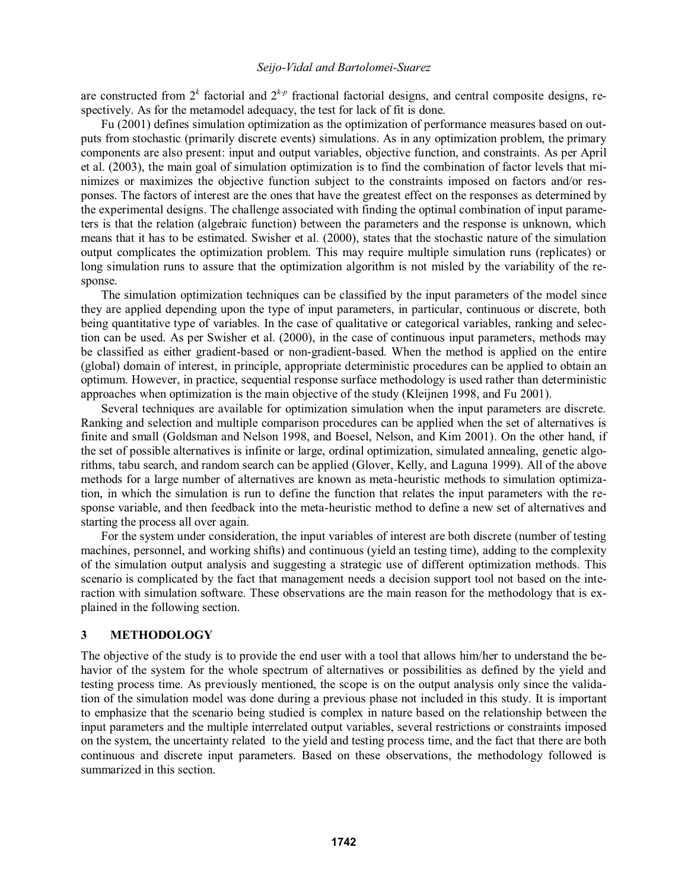are constructed from $2^k$ factorial and $2^{k-p}$ fractional factorial designs, and central composite designs, respectively. As for the metamodel adequacy, the test for lack of fit is done.

Fu (2001) defines simulation optimization as the optimization of performance measures based on outputs from stochastic (primarily discrete events) simulations. As in any optimization problem, the primary components are also present: input and output variables, objective function, and constraints. As per April et al. (2003), the main goal of simulation optimization is to find the combination of factor levels that minimizes or maximizes the objective function subject to the constraints imposed on factors and/or responses. The factors of interest are the ones that have the greatest effect on the responses as determined by the experimental designs. The challenge associated with finding the optimal combination of input parameters is that the relation (algebraic function) between the parameters and the response is unknown, which means that it has to be estimated. Swisher et al. (2000), states that the stochastic nature of the simulation output complicates the optimization problem. This may require multiple simulation runs (replicates) or long simulation runs to assure that the optimization algorithm is not misled by the variability of the response.

The simulation optimization techniques can be classified by the input parameters of the model since they are applied depending upon the type of input parameters, in particular, continuous or discrete, both being quantitative type of variables. In the case of qualitative or categorical variables, ranking and selection can be used. As per Swisher et al. (2000), in the case of continuous input parameters, methods may be classified as either gradient-based or non-gradient-based. When the method is applied on the entire (global) domain of interest, in principle, appropriate deterministic procedures can be applied to obtain an optimum. However, in practice, sequential response surface methodology is used rather than deterministic approaches when optimization is the main objective of the study (Kleijnen 1998, and Fu 2001).

Several techniques are available for optimization simulation when the input parameters are discrete. Ranking and selection and multiple comparison procedures can be applied when the set of alternatives is finite and small (Goldsman and Nelson 1998, and Boesel, Nelson, and Kim 2001). On the other hand, if the set of possible alternatives is infinite or large, ordinal optimization, simulated annealing, genetic algorithms, tabu search, and random search can be applied (Glover, Kelly, and Laguna 1999). All of the above methods for a large number of alternatives are known as meta-heuristic methods to simulation optimization, in which the simulation is run to define the function that relates the input parameters with the response variable, and then feedback into the meta-heuristic method to define a new set of alternatives and starting the process all over again.

For the system under consideration, the input variables of interest are both discrete (number of testing machines, personnel, and working shifts) and continuous (yield an testing time), adding to the complexity of the simulation output analysis and suggesting a strategic use of different optimization methods. This scenario is complicated by the fact that management needs a decision support tool not based on the interaction with simulation software. These observations are the main reason for the methodology that is explained in the following section.

## 3 METHODOLOGY

The objective of the study is to provide the end user with a tool that allows him/her to understand the behavior of the system for the whole spectrum of alternatives or possibilities as defined by the yield and testing process time. As previously mentioned, the scope is on the output analysis only since the validation of the simulation model was done during a previous phase not included in this study. It is important to emphasize that the scenario being studied is complex in nature based on the relationship between the input parameters and the multiple interrelated output variables, several restrictions or constraints imposed on the system, the uncertainty related to the yield and testing process time, and the fact that there are both continuous and discrete input parameters. Based on these observations, the methodology followed is summarized in this section.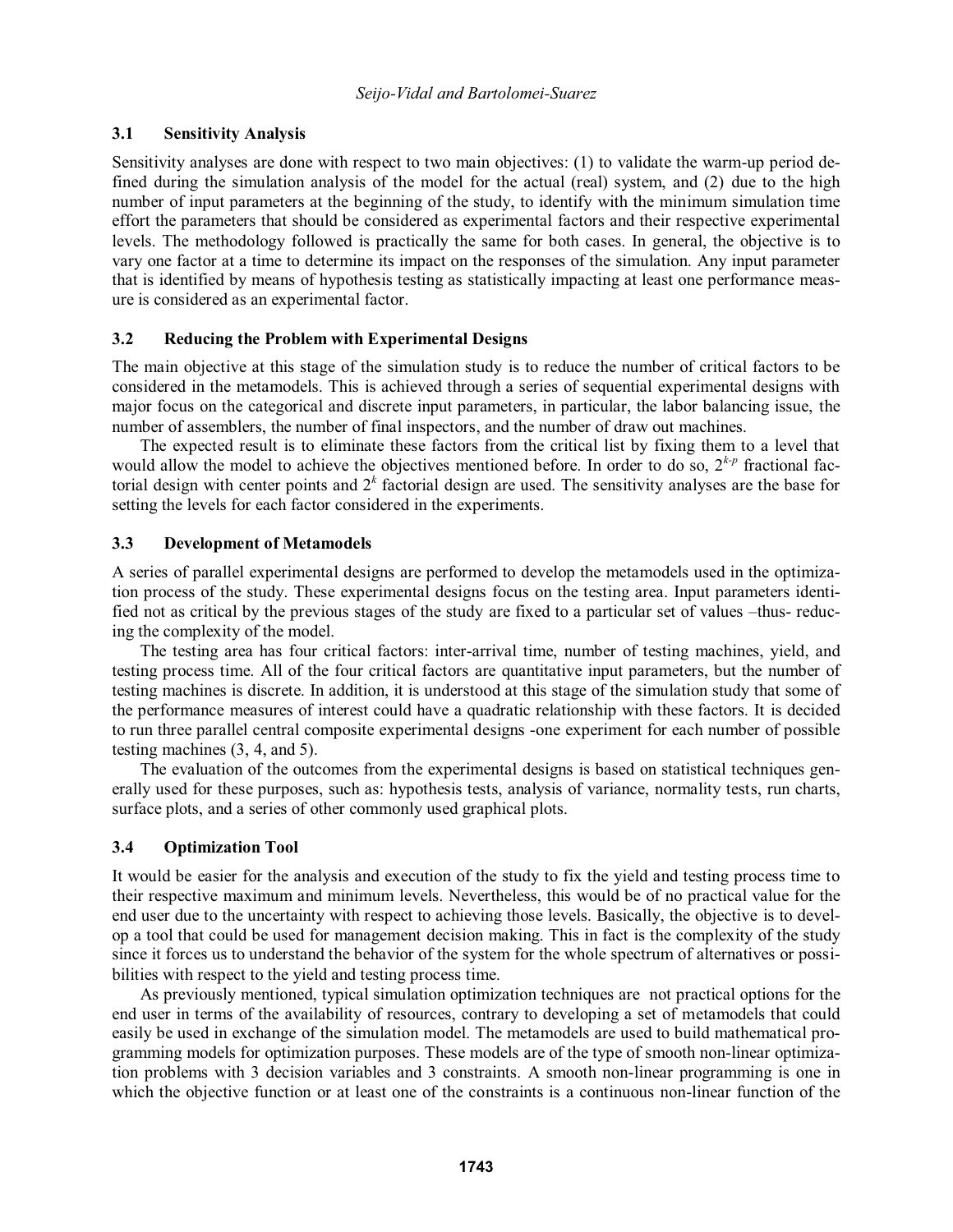### 3.1 Sensitivity Analysis

Sensitivity analyses are done with respect to two main objectives: (1) to validate the warm-up period defined during the simulation analysis of the model for the actual (real) system, and (2) due to the high number of input parameters at the beginning of the study, to identify with the minimum simulation time effort the parameters that should be considered as experimental factors and their respective experimental levels. The methodology followed is practically the same for both cases. In general, the objective is to vary one factor at a time to determine its impact on the responses of the simulation. Any input parameter that is identified by means of hypothesis testing as statistically impacting at least one performance measure is considered as an experimental factor.

### 3.2 Reducing the Problem with Experimental Designs

The main objective at this stage of the simulation study is to reduce the number of critical factors to be considered in the metamodels. This is achieved through a series of sequential experimental designs with major focus on the categorical and discrete input parameters, in particular, the labor balancing issue, the number of assemblers, the number of final inspectors, and the number of draw out machines.

The expected result is to eliminate these factors from the critical list by fixing them to a level that would allow the model to achieve the objectives mentioned before. In order to do so, $2^{k-p}$ fractional factorial design with center points and $2^k$ factorial design are used. The sensitivity analyses are the base for setting the levels for each factor considered in the experiments.

### 3.3 Development of Metamodels

A series of parallel experimental designs are performed to develop the metamodels used in the optimization process of the study. These experimental designs focus on the testing area. Input parameters identified not as critical by the previous stages of the study are fixed to a particular set of values –thus- reducing the complexity of the model.

The testing area has four critical factors: inter-arrival time, number of testing machines, yield, and testing process time. All of the four critical factors are quantitative input parameters, but the number of testing machines is discrete. In addition, it is understood at this stage of the simulation study that some of the performance measures of interest could have a quadratic relationship with these factors. It is decided to run three parallel central composite experimental designs -one experiment for each number of possible testing machines (3, 4, and 5).

The evaluation of the outcomes from the experimental designs is based on statistical techniques generally used for these purposes, such as: hypothesis tests, analysis of variance, normality tests, run charts, surface plots, and a series of other commonly used graphical plots.

### 3.4 Optimization Tool

It would be easier for the analysis and execution of the study to fix the yield and testing process time to their respective maximum and minimum levels. Nevertheless, this would be of no practical value for the end user due to the uncertainty with respect to achieving those levels. Basically, the objective is to develop a tool that could be used for management decision making. This in fact is the complexity of the study since it forces us to understand the behavior of the system for the whole spectrum of alternatives or possibilities with respect to the yield and testing process time.

As previously mentioned, typical simulation optimization techniques are not practical options for the end user in terms of the availability of resources, contrary to developing a set of metamodels that could easily be used in exchange of the simulation model. The metamodels are used to build mathematical programming models for optimization purposes. These models are of the type of smooth non-linear optimization problems with 3 decision variables and 3 constraints. A smooth non-linear programming is one in which the objective function or at least one of the constraints is a continuous non-linear function of the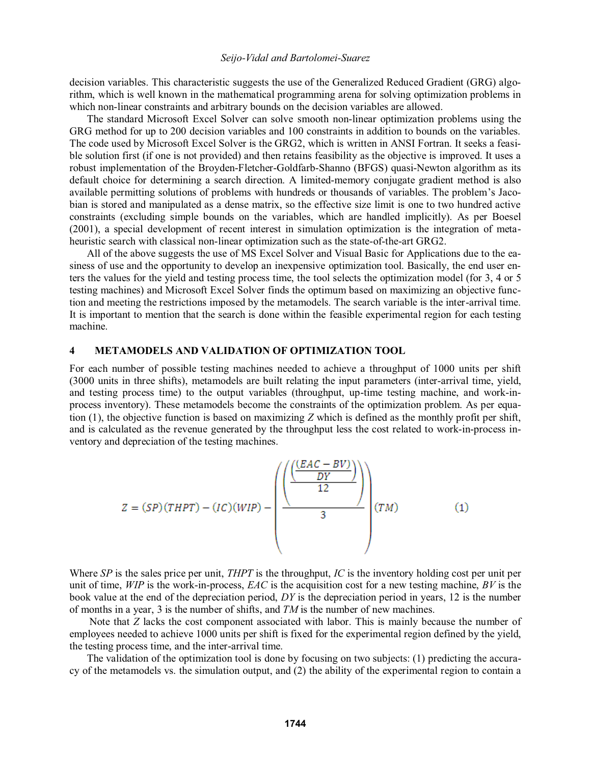decision variables. This characteristic suggests the use of the Generalized Reduced Gradient (GRG) algorithm, which is well known in the mathematical programming arena for solving optimization problems in which non-linear constraints and arbitrary bounds on the decision variables are allowed.

The standard Microsoft Excel Solver can solve smooth non-linear optimization problems using the GRG method for up to 200 decision variables and 100 constraints in addition to bounds on the variables. The code used by Microsoft Excel Solver is the GRG2, which is written in ANSI Fortran. It seeks a feasible solution first (if one is not provided) and then retains feasibility as the objective is improved. It uses a robust implementation of the Broyden-Fletcher-Goldfarb-Shanno (BFGS) quasi-Newton algorithm as its default choice for determining a search direction. A limited-memory conjugate gradient method is also available permitting solutions of problems with hundreds or thousands of variables. The problem's Jacobian is stored and manipulated as a dense matrix, so the effective size limit is one to two hundred active constraints (excluding simple bounds on the variables, which are handled implicitly). As per Boesel (2001), a special development of recent interest in simulation optimization is the integration of metaheuristic search with classical non-linear optimization such as the state-of-the-art GRG2.

All of the above suggests the use of MS Excel Solver and Visual Basic for Applications due to the easiness of use and the opportunity to develop an inexpensive optimization tool. Basically, the end user enters the values for the yield and testing process time, the tool selects the optimization model (for 3, 4 or 5 testing machines) and Microsoft Excel Solver finds the optimum based on maximizing an objective function and meeting the restrictions imposed by the metamodels. The search variable is the inter-arrival time. It is important to mention that the search is done within the feasible experimental region for each testing machine.

## 4 METAMODELS AND VALIDATION OF OPTIMIZATION TOOL

For each number of possible testing machines needed to achieve a throughput of 1000 units per shift (3000 units in three shifts), metamodels are built relating the input parameters (inter-arrival time, yield, and testing process time) to the output variables (throughput, up-time testing machine, and work-in-process inventory). These metamodels become the constraints of the optimization problem. As per equation (1), the objective function is based on maximizing *Z* which is defined as the monthly profit per shift, and is calculated as the revenue generated by the throughput less the cost related to work-in-process inventory and depreciation of the testing machines.

$$Z = (SP)(THPT) - (IC)(WIP) - \left( \frac{\left( \frac{\left( \frac{(EAC - BV)}{DY} \right)}{12} \right)}{3} \right)(TM) \qquad (1)$$

Where *SP* is the sales price per unit, *THPT* is the throughput, *IC* is the inventory holding cost per unit per unit of time, *WIP* is the work-in-process, *EAC* is the acquisition cost for a new testing machine, *BV* is the book value at the end of the depreciation period, *DY* is the depreciation period in years, 12 is the number of months in a year, 3 is the number of shifts, and *TM* is the number of new machines.

Note that *Z* lacks the cost component associated with labor. This is mainly because the number of employees needed to achieve 1000 units per shift is fixed for the experimental region defined by the yield, the testing process time, and the inter-arrival time.

The validation of the optimization tool is done by focusing on two subjects: (1) predicting the accuracy of the metamodels vs. the simulation output, and (2) the ability of the experimental region to contain a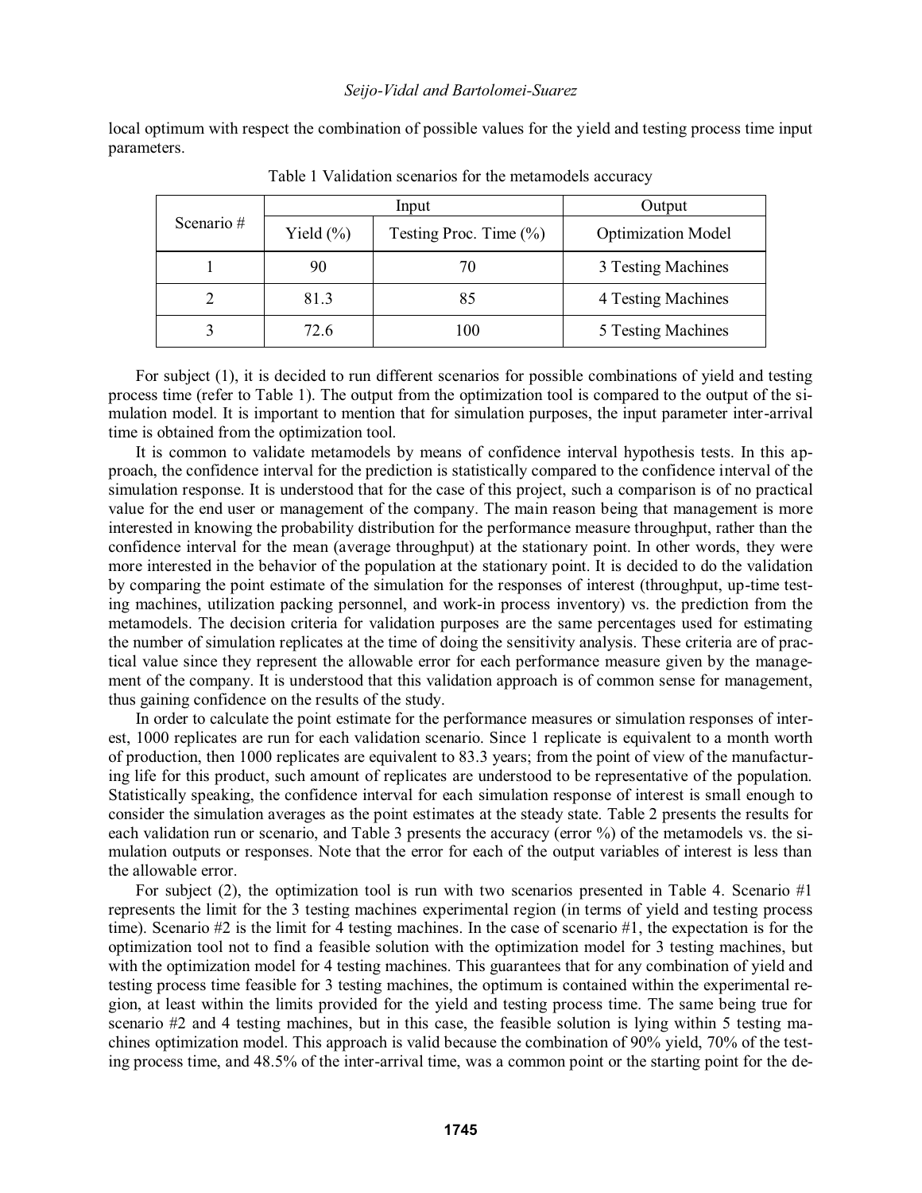local optimum with respect the combination of possible values for the yield and testing process time input parameters.

Table 1 Validation scenarios for the metamodels accuracy

| Scenario # | Input | | Output |
|---|---|---|---|
| | Yield (%) | Testing Proc. Time (%) | Optimization Model |
| 1 | 90 | 70 | 3 Testing Machines |
| 2 | 81.3 | 85 | 4 Testing Machines |
| 3 | 72.6 | 100 | 5 Testing Machines |

For subject (1), it is decided to run different scenarios for possible combinations of yield and testing process time (refer to Table 1). The output from the optimization tool is compared to the output of the simulation model. It is important to mention that for simulation purposes, the input parameter inter-arrival time is obtained from the optimization tool.

It is common to validate metamodels by means of confidence interval hypothesis tests. In this approach, the confidence interval for the prediction is statistically compared to the confidence interval of the simulation response. It is understood that for the case of this project, such a comparison is of no practical value for the end user or management of the company. The main reason being that management is more interested in knowing the probability distribution for the performance measure throughput, rather than the confidence interval for the mean (average throughput) at the stationary point. In other words, they were more interested in the behavior of the population at the stationary point. It is decided to do the validation by comparing the point estimate of the simulation for the responses of interest (throughput, up-time testing machines, utilization packing personnel, and work-in process inventory) vs. the prediction from the metamodels. The decision criteria for validation purposes are the same percentages used for estimating the number of simulation replicates at the time of doing the sensitivity analysis. These criteria are of practical value since they represent the allowable error for each performance measure given by the management of the company. It is understood that this validation approach is of common sense for management, thus gaining confidence on the results of the study.

In order to calculate the point estimate for the performance measures or simulation responses of interest, 1000 replicates are run for each validation scenario. Since 1 replicate is equivalent to a month worth of production, then 1000 replicates are equivalent to 83.3 years; from the point of view of the manufacturing life for this product, such amount of replicates are understood to be representative of the population. Statistically speaking, the confidence interval for each simulation response of interest is small enough to consider the simulation averages as the point estimates at the steady state. Table 2 presents the results for each validation run or scenario, and Table 3 presents the accuracy (error %) of the metamodels vs. the simulation outputs or responses. Note that the error for each of the output variables of interest is less than the allowable error.

For subject (2), the optimization tool is run with two scenarios presented in Table 4. Scenario #1 represents the limit for the 3 testing machines experimental region (in terms of yield and testing process time). Scenario #2 is the limit for 4 testing machines. In the case of scenario #1, the expectation is for the optimization tool not to find a feasible solution with the optimization model for 3 testing machines, but with the optimization model for 4 testing machines. This guarantees that for any combination of yield and testing process time feasible for 3 testing machines, the optimum is contained within the experimental region, at least within the limits provided for the yield and testing process time. The same being true for scenario #2 and 4 testing machines, but in this case, the feasible solution is lying within 5 testing machines optimization model. This approach is valid because the combination of 90% yield, 70% of the testing process time, and 48.5% of the inter-arrival time, was a common point or the starting point for the de-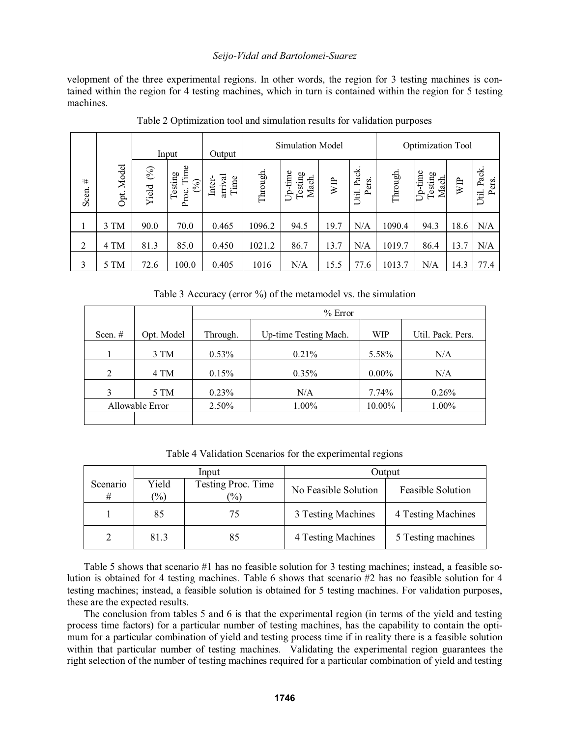velopment of the three experimental regions. In other words, the region for 3 testing machines is contained within the region for 4 testing machines, which in turn is contained within the region for 5 testing machines.

Table 2 Optimization tool and simulation results for validation purposes

| | | Input | | Output | Simulation Model | | | | Optimization Tool | | | |
|---|---|---|---|---|---|---|---|---|---|---|---|---|
| Scen. # | Opt. Model | Yield (%) | Testing Proc. Time (%) | Inter-arrival Time | Through. | Up-time Testing Mach. | WIP | Util. Pack. Pers. | Through. | Up-time Testing Mach. | WIP | Util. Pack. Pers. |
| 1 | 3 TM | 90.0 | 70.0 | 0.465 | 1096.2 | 94.5 | 19.7 | N/A | 1090.4 | 94.3 | 18.6 | N/A |
| 2 | 4 TM | 81.3 | 85.0 | 0.450 | 1021.2 | 86.7 | 13.7 | N/A | 1019.7 | 86.4 | 13.7 | N/A |
| 3 | 5 TM | 72.6 | 100.0 | 0.405 | 1016 | N/A | 15.5 | 77.6 | 1013.7 | N/A | 14.3 | 77.4 |

Table 3 Accuracy (error %) of the metamodel vs. the simulation

| | | % Error | | | |
|---|---|---|---|---|---|
| Scen. # | Opt. Model | Through. | Up-time Testing Mach. | WIP | Util. Pack. Pers. |
| 1 | 3 TM | 0.53% | 0.21% | 5.58% | N/A |
| 2 | 4 TM | 0.15% | 0.35% | 0.00% | N/A |
| 3 | 5 TM | 0.23% | N/A | 7.74% | 0.26% |
| Allowable Error | | 2.50% | 1.00% | 10.00% | 1.00% |

Table 4 Validation Scenarios for the experimental regions

| Scenario # | Input | | Output | |
|---|---|---|---|---|
| | Yield (%) | Testing Proc. Time (%) | No Feasible Solution | Feasible Solution |
| 1 | 85 | 75 | 3 Testing Machines | 4 Testing Machines |
| 2 | 81.3 | 85 | 4 Testing Machines | 5 Testing machines |

Table 5 shows that scenario #1 has no feasible solution for 3 testing machines; instead, a feasible solution is obtained for 4 testing machines. Table 6 shows that scenario #2 has no feasible solution for 4 testing machines; instead, a feasible solution is obtained for 5 testing machines. For validation purposes, these are the expected results.

The conclusion from tables 5 and 6 is that the experimental region (in terms of the yield and testing process time factors) for a particular number of testing machines, has the capability to contain the optimum for a particular combination of yield and testing process time if in reality there is a feasible solution within that particular number of testing machines. Validating the experimental region guarantees the right selection of the number of testing machines required for a particular combination of yield and testing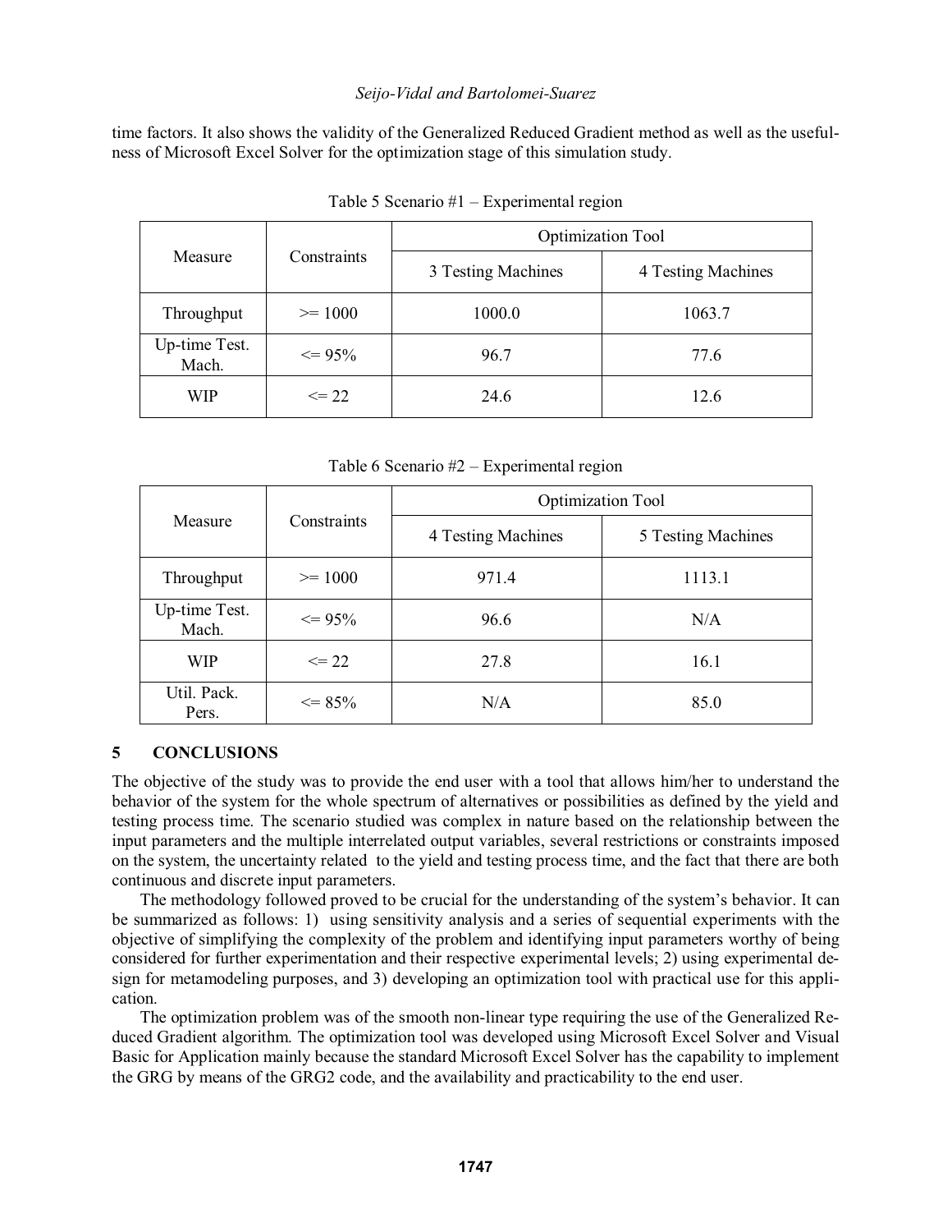time factors. It also shows the validity of the Generalized Reduced Gradient method as well as the usefulness of Microsoft Excel Solver for the optimization stage of this simulation study.

Table 5 Scenario #1 – Experimental region

| Measure | Constraints | Optimization Tool | |
|---|---|---|---|
| | | 3 Testing Machines | 4 Testing Machines |
| Throughput | >= 1000 | 1000.0 | 1063.7 |
| Up-time Test. Mach. | <= 95% | 96.7 | 77.6 |
| WIP | <= 22 | 24.6 | 12.6 |

Table 6 Scenario #2 – Experimental region

| Measure | Constraints | Optimization Tool | |
|---|---|---|---|
| | | 4 Testing Machines | 5 Testing Machines |
| Throughput | >= 1000 | 971.4 | 1113.1 |
| Up-time Test. Mach. | <= 95% | 96.6 | N/A |
| WIP | <= 22 | 27.8 | 16.1 |
| Util. Pack. Pers. | <= 85% | N/A | 85.0 |

## 5 CONCLUSIONS

The objective of the study was to provide the end user with a tool that allows him/her to understand the behavior of the system for the whole spectrum of alternatives or possibilities as defined by the yield and testing process time. The scenario studied was complex in nature based on the relationship between the input parameters and the multiple interrelated output variables, several restrictions or constraints imposed on the system, the uncertainty related to the yield and testing process time, and the fact that there are both continuous and discrete input parameters.

The methodology followed proved to be crucial for the understanding of the system's behavior. It can be summarized as follows: 1) using sensitivity analysis and a series of sequential experiments with the objective of simplifying the complexity of the problem and identifying input parameters worthy of being considered for further experimentation and their respective experimental levels; 2) using experimental design for metamodeling purposes, and 3) developing an optimization tool with practical use for this application.

The optimization problem was of the smooth non-linear type requiring the use of the Generalized Reduced Gradient algorithm. The optimization tool was developed using Microsoft Excel Solver and Visual Basic for Application mainly because the standard Microsoft Excel Solver has the capability to implement the GRG by means of the GRG2 code, and the availability and practicability to the end user.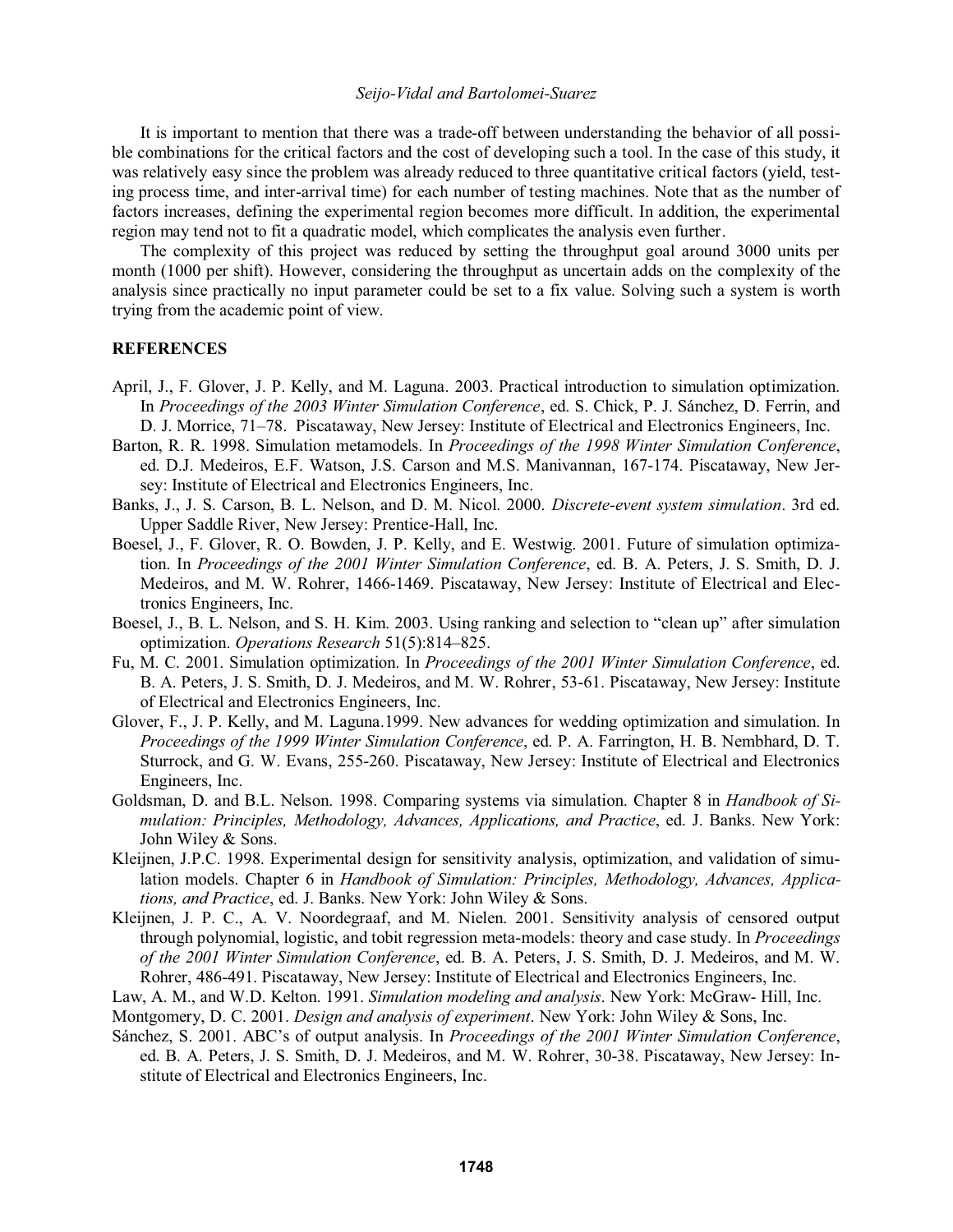It is important to mention that there was a trade-off between understanding the behavior of all possible combinations for the critical factors and the cost of developing such a tool. In the case of this study, it was relatively easy since the problem was already reduced to three quantitative critical factors (yield, testing process time, and inter-arrival time) for each number of testing machines. Note that as the number of factors increases, defining the experimental region becomes more difficult. In addition, the experimental region may tend not to fit a quadratic model, which complicates the analysis even further.

The complexity of this project was reduced by setting the throughput goal around 3000 units per month (1000 per shift). However, considering the throughput as uncertain adds on the complexity of the analysis since practically no input parameter could be set to a fix value. Solving such a system is worth trying from the academic point of view.

## REFERENCES

April, J., F. Glover, J. P. Kelly, and M. Laguna. 2003. Practical introduction to simulation optimization. In *Proceedings of the 2003 Winter Simulation Conference*, ed. S. Chick, P. J. Sánchez, D. Ferrin, and D. J. Morrice, 71–78. Piscataway, New Jersey: Institute of Electrical and Electronics Engineers, Inc.

Barton, R. R. 1998. Simulation metamodels. In *Proceedings of the 1998 Winter Simulation Conference*, ed. D.J. Medeiros, E.F. Watson, J.S. Carson and M.S. Manivannan, 167-174. Piscataway, New Jersey: Institute of Electrical and Electronics Engineers, Inc.

Banks, J., J. S. Carson, B. L. Nelson, and D. M. Nicol. 2000. *Discrete-event system simulation*. 3rd ed. Upper Saddle River, New Jersey: Prentice-Hall, Inc.

Boesel, J., F. Glover, R. O. Bowden, J. P. Kelly, and E. Westwig. 2001. Future of simulation optimization. In *Proceedings of the 2001 Winter Simulation Conference*, ed. B. A. Peters, J. S. Smith, D. J. Medeiros, and M. W. Rohrer, 1466-1469. Piscataway, New Jersey: Institute of Electrical and Electronics Engineers, Inc.

Boesel, J., B. L. Nelson, and S. H. Kim. 2003. Using ranking and selection to "clean up" after simulation optimization. *Operations Research* 51(5):814–825.

Fu, M. C. 2001. Simulation optimization. In *Proceedings of the 2001 Winter Simulation Conference*, ed. B. A. Peters, J. S. Smith, D. J. Medeiros, and M. W. Rohrer, 53-61. Piscataway, New Jersey: Institute of Electrical and Electronics Engineers, Inc.

Glover, F., J. P. Kelly, and M. Laguna.1999. New advances for wedding optimization and simulation. In *Proceedings of the 1999 Winter Simulation Conference*, ed. P. A. Farrington, H. B. Nembhard, D. T. Sturrock, and G. W. Evans, 255-260. Piscataway, New Jersey: Institute of Electrical and Electronics Engineers, Inc.

Goldsman, D. and B.L. Nelson. 1998. Comparing systems via simulation. Chapter 8 in *Handbook of Simulation: Principles, Methodology, Advances, Applications, and Practice*, ed. J. Banks. New York: John Wiley & Sons.

Kleijnen, J.P.C. 1998. Experimental design for sensitivity analysis, optimization, and validation of simulation models. Chapter 6 in *Handbook of Simulation: Principles, Methodology, Advances, Applications, and Practice*, ed. J. Banks. New York: John Wiley & Sons.

Kleijnen, J. P. C., A. V. Noordegraaf, and M. Nielen. 2001. Sensitivity analysis of censored output through polynomial, logistic, and tobit regression meta-models: theory and case study. In *Proceedings of the 2001 Winter Simulation Conference*, ed. B. A. Peters, J. S. Smith, D. J. Medeiros, and M. W. Rohrer, 486-491. Piscataway, New Jersey: Institute of Electrical and Electronics Engineers, Inc.

Law, A. M., and W.D. Kelton. 1991. *Simulation modeling and analysis*. New York: McGraw- Hill, Inc.

Montgomery, D. C. 2001. *Design and analysis of experiment*. New York: John Wiley & Sons, Inc.

Sánchez, S. 2001. ABC's of output analysis. In *Proceedings of the 2001 Winter Simulation Conference*, ed. B. A. Peters, J. S. Smith, D. J. Medeiros, and M. W. Rohrer, 30-38. Piscataway, New Jersey: Institute of Electrical and Electronics Engineers, Inc.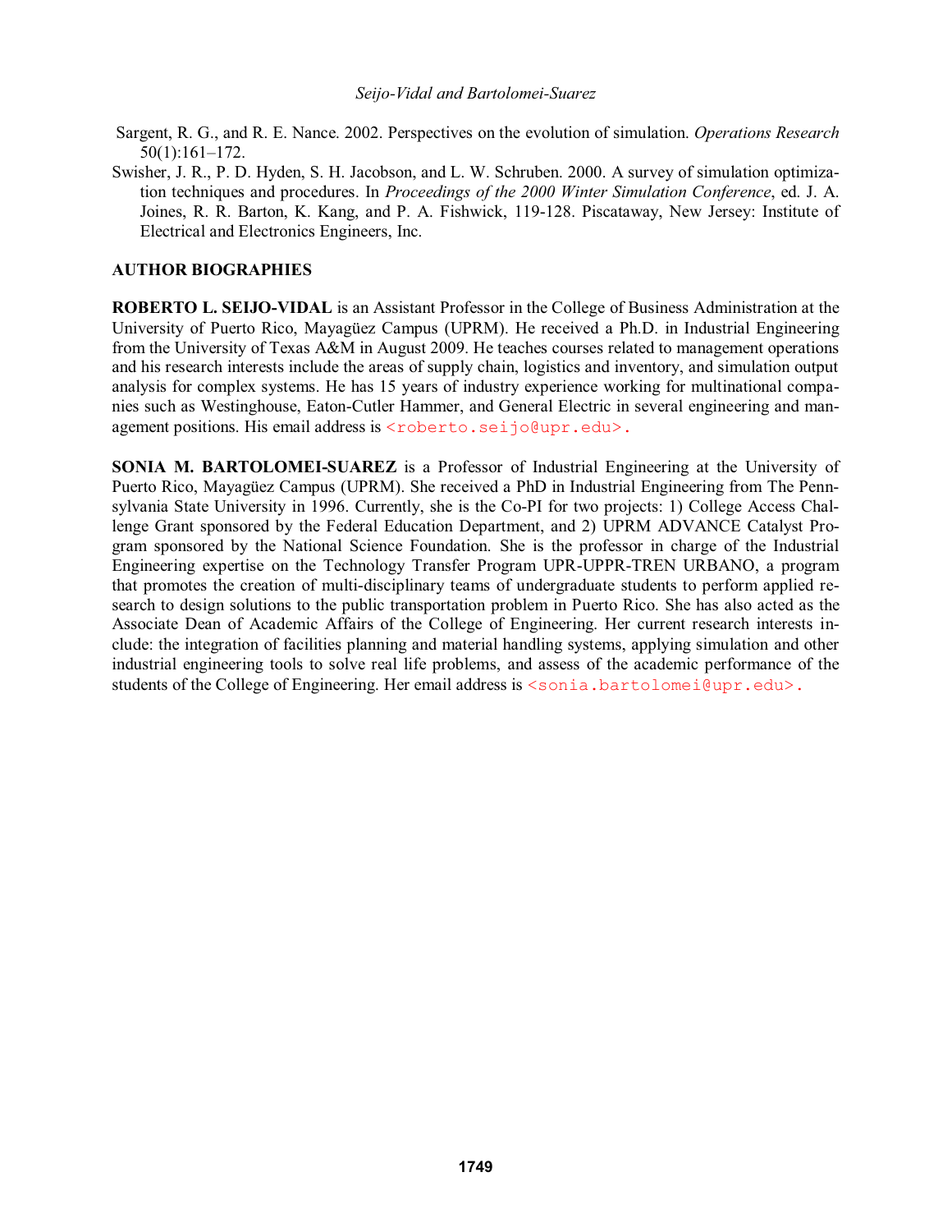Sargent, R. G., and R. E. Nance. 2002. Perspectives on the evolution of simulation. *Operations Research* 50(1):161–172.

Swisher, J. R., P. D. Hyden, S. H. Jacobson, and L. W. Schruben. 2000. A survey of simulation optimization techniques and procedures. In *Proceedings of the 2000 Winter Simulation Conference*, ed. J. A. Joines, R. R. Barton, K. Kang, and P. A. Fishwick, 119-128. Piscataway, New Jersey: Institute of Electrical and Electronics Engineers, Inc.

## AUTHOR BIOGRAPHIES

**ROBERTO L. SEIJO-VIDAL** is an Assistant Professor in the College of Business Administration at the University of Puerto Rico, Mayagüez Campus (UPRM). He received a Ph.D. in Industrial Engineering from the University of Texas A&M in August 2009. He teaches courses related to management operations and his research interests include the areas of supply chain, logistics and inventory, and simulation output analysis for complex systems. He has 15 years of industry experience working for multinational companies such as Westinghouse, Eaton-Cutler Hammer, and General Electric in several engineering and management positions. His email address is <roberto.seijo@upr.edu>.

**SONIA M. BARTOLOMEI-SUAREZ** is a Professor of Industrial Engineering at the University of Puerto Rico, Mayagüez Campus (UPRM). She received a PhD in Industrial Engineering from The Pennsylvania State University in 1996. Currently, she is the Co-PI for two projects: 1) College Access Challenge Grant sponsored by the Federal Education Department, and 2) UPRM ADVANCE Catalyst Program sponsored by the National Science Foundation. She is the professor in charge of the Industrial Engineering expertise on the Technology Transfer Program UPR-UPPR-TREN URBANO, a program that promotes the creation of multi-disciplinary teams of undergraduate students to perform applied research to design solutions to the public transportation problem in Puerto Rico. She has also acted as the Associate Dean of Academic Affairs of the College of Engineering. Her current research interests include: the integration of facilities planning and material handling systems, applying simulation and other industrial engineering tools to solve real life problems, and assess of the academic performance of the students of the College of Engineering. Her email address is <sonia.bartolomei@upr.edu>.